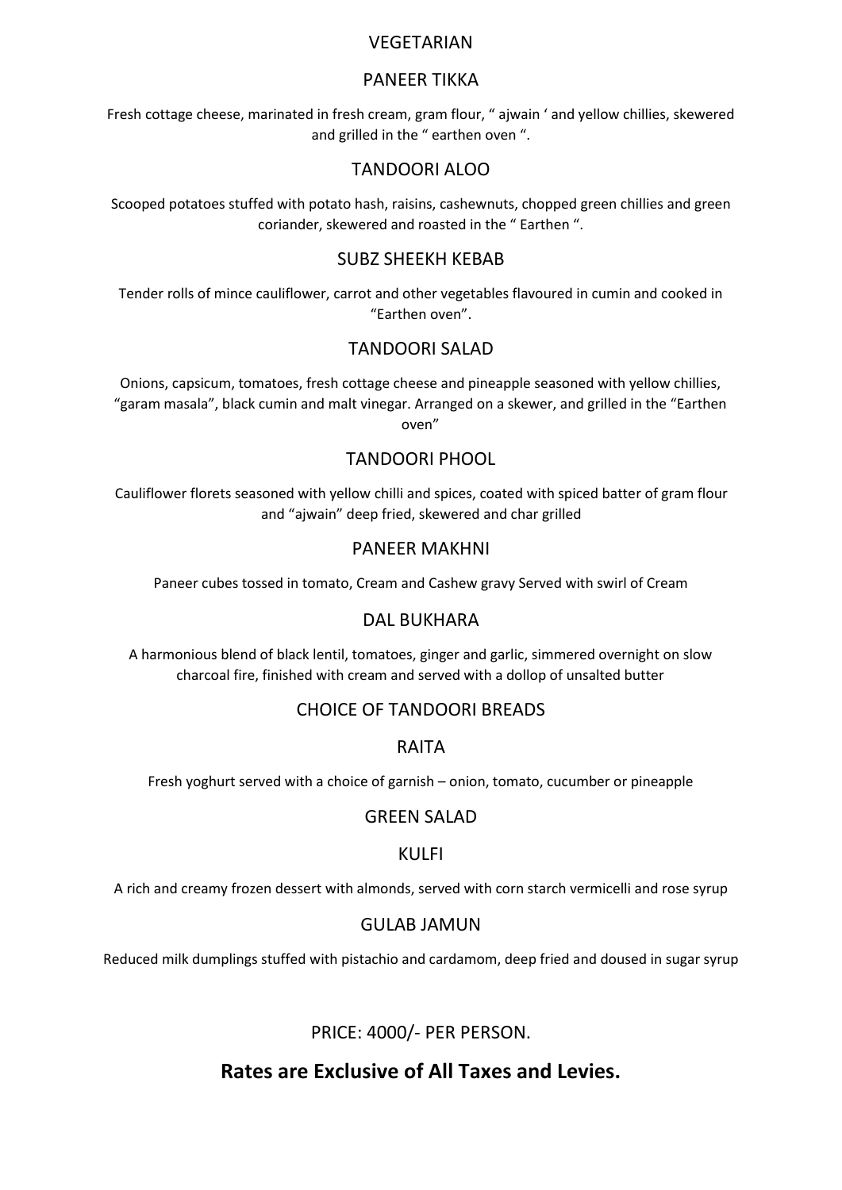# VEGETARIAN

## PANEER TIKKA

Fresh cottage cheese, marinated in fresh cream, gram flour, " ajwain ' and yellow chillies, skewered and grilled in the " earthen oven ".

## TANDOORI ALOO

Scooped potatoes stuffed with potato hash, raisins, cashewnuts, chopped green chillies and green coriander, skewered and roasted in the " Earthen ".

## SUBZ SHEEKH KEBAB

Tender rolls of mince cauliflower, carrot and other vegetables flavoured in cumin and cooked in "Earthen oven".

## TANDOORI SALAD

Onions, capsicum, tomatoes, fresh cottage cheese and pineapple seasoned with yellow chillies, "garam masala", black cumin and malt vinegar. Arranged on a skewer, and grilled in the "Earthen oven"

## TANDOORI PHOOL

Cauliflower florets seasoned with yellow chilli and spices, coated with spiced batter of gram flour and "ajwain" deep fried, skewered and char grilled

## PANEER MAKHNI

Paneer cubes tossed in tomato, Cream and Cashew gravy Served with swirl of Cream

## DAL BUKHARA

A harmonious blend of black lentil, tomatoes, ginger and garlic, simmered overnight on slow charcoal fire, finished with cream and served with a dollop of unsalted butter

## CHOICE OF TANDOORI BREADS

## RAITA

Fresh yoghurt served with a choice of garnish – onion, tomato, cucumber or pineapple

## GREEN SALAD

## KULFI

A rich and creamy frozen dessert with almonds, served with corn starch vermicelli and rose syrup

## GULAB JAMUN

Reduced milk dumplings stuffed with pistachio and cardamom, deep fried and doused in sugar syrup

PRICE: 4000/- PER PERSON.

**Rates are Exclusive of All Taxes and Levies.**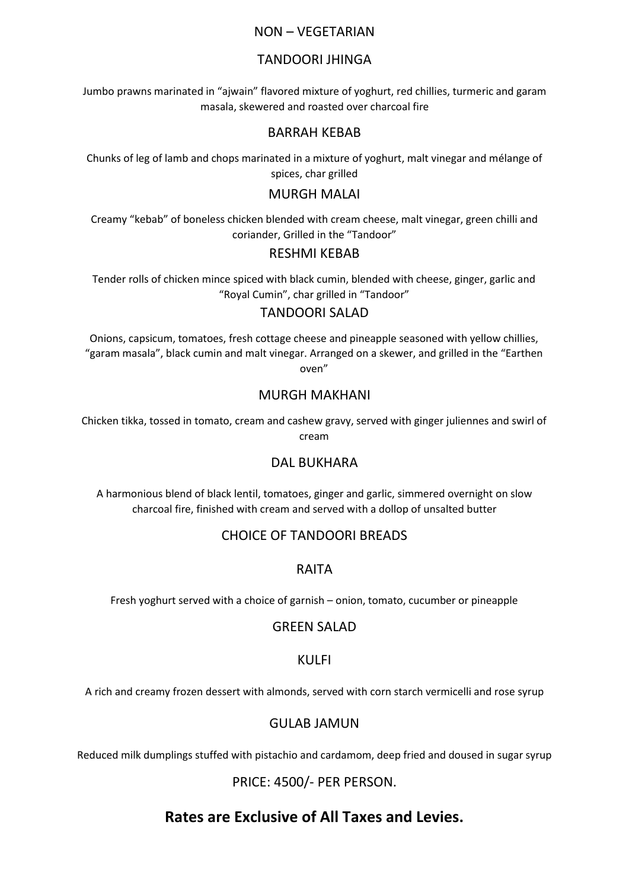# NON – VEGETARIAN

## TANDOORI JHINGA

Jumbo prawns marinated in "ajwain" flavored mixture of yoghurt, red chillies, turmeric and garam masala, skewered and roasted over charcoal fire

## BARRAH KEBAB

Chunks of leg of lamb and chops marinated in a mixture of yoghurt, malt vinegar and mélange of spices, char grilled

## MURGH MALAI

Creamy "kebab" of boneless chicken blended with cream cheese, malt vinegar, green chilli and coriander, Grilled in the "Tandoor"

## RESHMI KEBAB

Tender rolls of chicken mince spiced with black cumin, blended with cheese, ginger, garlic and "Royal Cumin", char grilled in "Tandoor"

## TANDOORI SALAD

Onions, capsicum, tomatoes, fresh cottage cheese and pineapple seasoned with yellow chillies, "garam masala", black cumin and malt vinegar. Arranged on a skewer, and grilled in the "Earthen oven"

## MURGH MAKHANI

Chicken tikka, tossed in tomato, cream and cashew gravy, served with ginger juliennes and swirl of cream

## DAL BUKHARA

A harmonious blend of black lentil, tomatoes, ginger and garlic, simmered overnight on slow charcoal fire, finished with cream and served with a dollop of unsalted butter

## CHOICE OF TANDOORI BREADS

## RAITA

Fresh yoghurt served with a choice of garnish – onion, tomato, cucumber or pineapple

## GREEN SALAD

## KULFI

A rich and creamy frozen dessert with almonds, served with corn starch vermicelli and rose syrup

## GULAB JAMUN

Reduced milk dumplings stuffed with pistachio and cardamom, deep fried and doused in sugar syrup

PRICE: 4500/- PER PERSON.

**Rates are Exclusive of All Taxes and Levies.**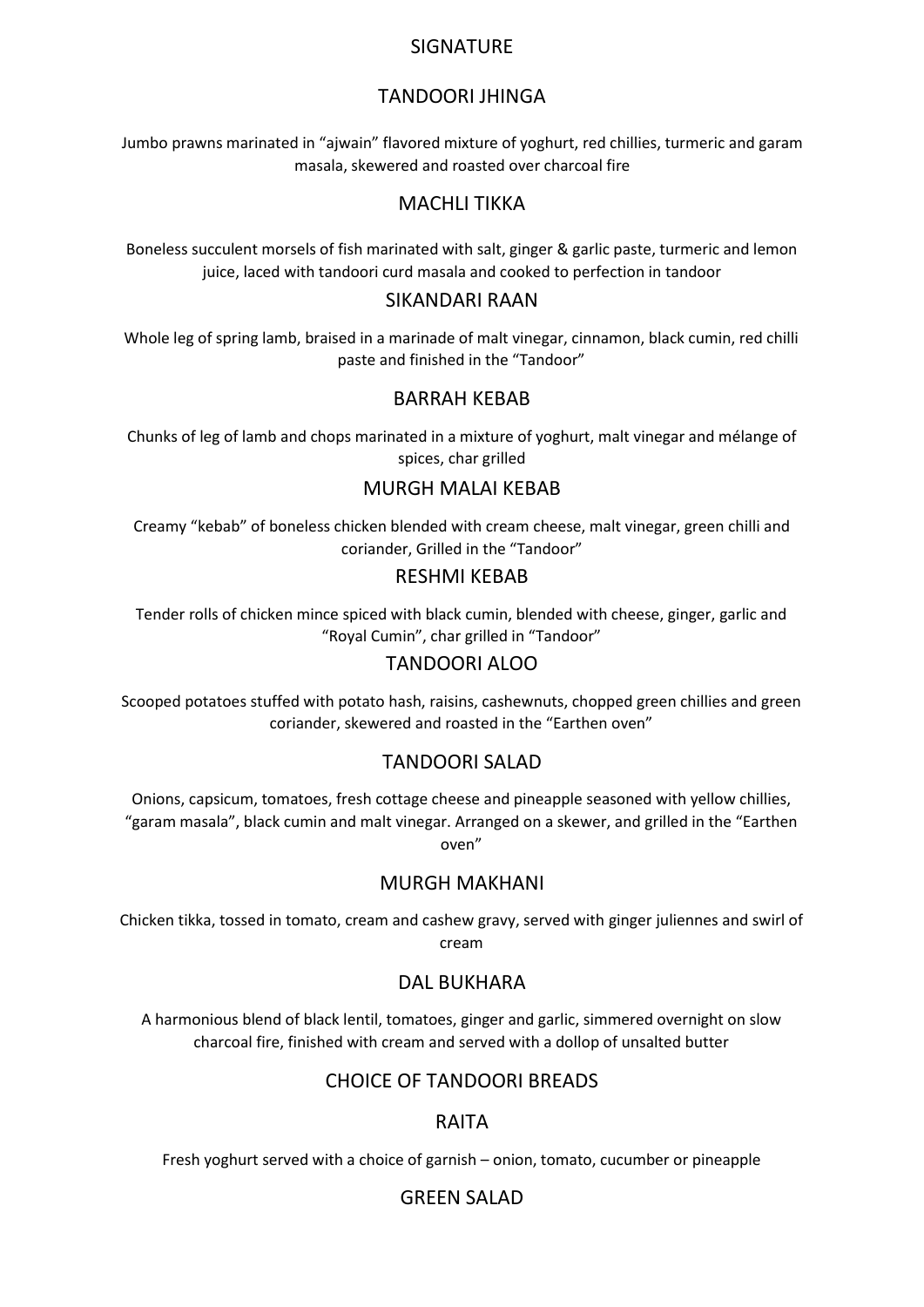# SIGNATURE

## TANDOORI JHINGA

Jumbo prawns marinated in "ajwain" flavored mixture of yoghurt, red chillies, turmeric and garam masala, skewered and roasted over charcoal fire

## MACHLI TIKKA

Boneless succulent morsels of fish marinated with salt, ginger & garlic paste, turmeric and lemon juice, laced with tandoori curd masala and cooked to perfection in tandoor

## SIKANDARI RAAN

Whole leg of spring lamb, braised in a marinade of malt vinegar, cinnamon, black cumin, red chilli paste and finished in the "Tandoor"

## BARRAH KEBAB

Chunks of leg of lamb and chops marinated in a mixture of yoghurt, malt vinegar and mélange of spices, char grilled

## MURGH MALAI KEBAB

Creamy "kebab" of boneless chicken blended with cream cheese, malt vinegar, green chilli and coriander, Grilled in the "Tandoor"

## RESHMI KEBAB

Tender rolls of chicken mince spiced with black cumin, blended with cheese, ginger, garlic and "Royal Cumin", char grilled in "Tandoor"

## TANDOORI ALOO

Scooped potatoes stuffed with potato hash, raisins, cashewnuts, chopped green chillies and green coriander, skewered and roasted in the "Earthen oven"

## TANDOORI SALAD

Onions, capsicum, tomatoes, fresh cottage cheese and pineapple seasoned with yellow chillies, "garam masala", black cumin and malt vinegar. Arranged on a skewer, and grilled in the "Earthen oven"

## MURGH MAKHANI

Chicken tikka, tossed in tomato, cream and cashew gravy, served with ginger juliennes and swirl of cream

## DAL BUKHARA

A harmonious blend of black lentil, tomatoes, ginger and garlic, simmered overnight on slow charcoal fire, finished with cream and served with a dollop of unsalted butter

## CHOICE OF TANDOORI BREADS

## RAITA

Fresh yoghurt served with a choice of garnish – onion, tomato, cucumber or pineapple

## GREEN SALAD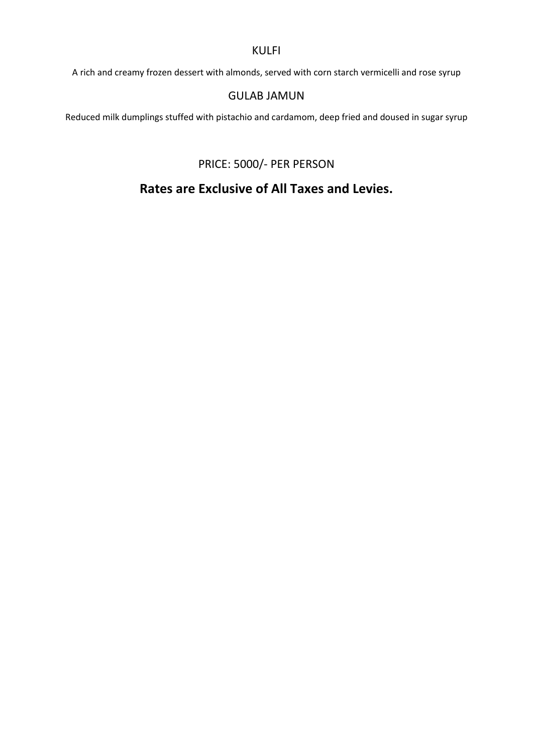### KULFI

A rich and creamy frozen dessert with almonds, served with corn starch vermicelli and rose syrup

### GULAB JAMUN

Reduced milk dumplings stuffed with pistachio and cardamom, deep fried and doused in sugar syrup

PRICE: 5000/- PER PERSON

## Rates are Exclusive of All Taxes and Levies.